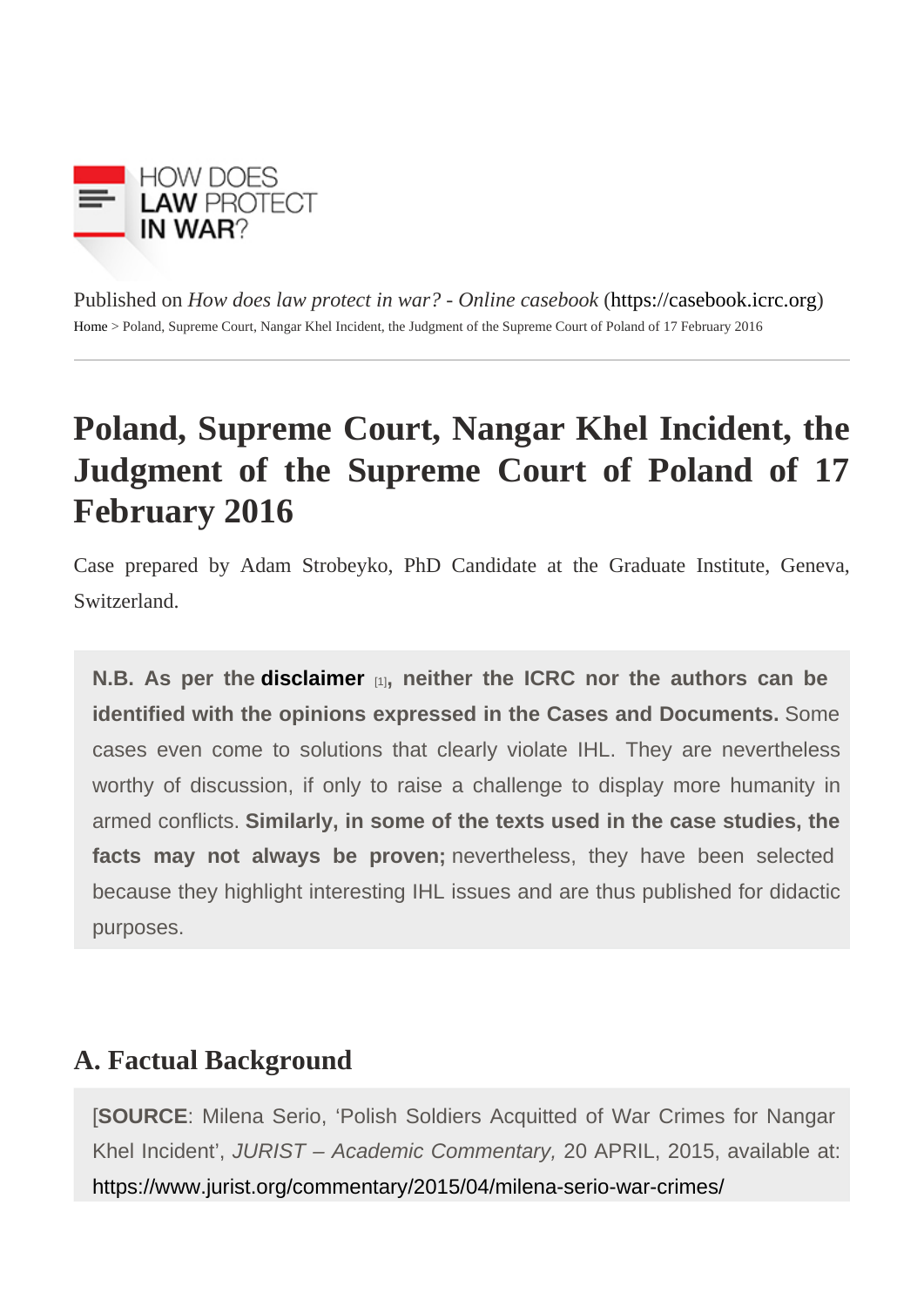HOW DOES LAW PROTECT IN WAR?

Published on *How does law protect in war? - Online casebook* (https://casebook.icrc.org)

Home > Poland, Supreme Court, Nangar Khel Incident, the Judgment of the Supreme Court of Poland of 17 February 2016

# Poland, Supreme Court, Nangar Khel Incident, the Judgment of the Supreme Court of Poland of 17 February 2016

Case prepared by Adam Strobeyko, PhD Candidate at the Graduate Institute, Geneva, Switzerland.

**N.B. As per the disclaimer [1], neither the ICRC nor the authors can be identified with the opinions expressed in the Cases and Documents.** Some cases even come to solutions that clearly violate IHL. They are nevertheless worthy of discussion, if only to raise a challenge to display more humanity in armed conflicts. **Similarly, in some of the texts used in the case studies, the facts may not always be proven;** nevertheless, they have been selected because they highlight interesting IHL issues and are thus published for didactic purposes.

## A. Factual Background

[**SOURCE**: Milena Serio, 'Polish Soldiers Acquitted of War Crimes for Nangar Khel Incident', *JURIST – Academic Commentary,* 20 APRIL, 2015, available at: https://www.jurist.org/commentary/2015/04/milena-serio-war-crimes/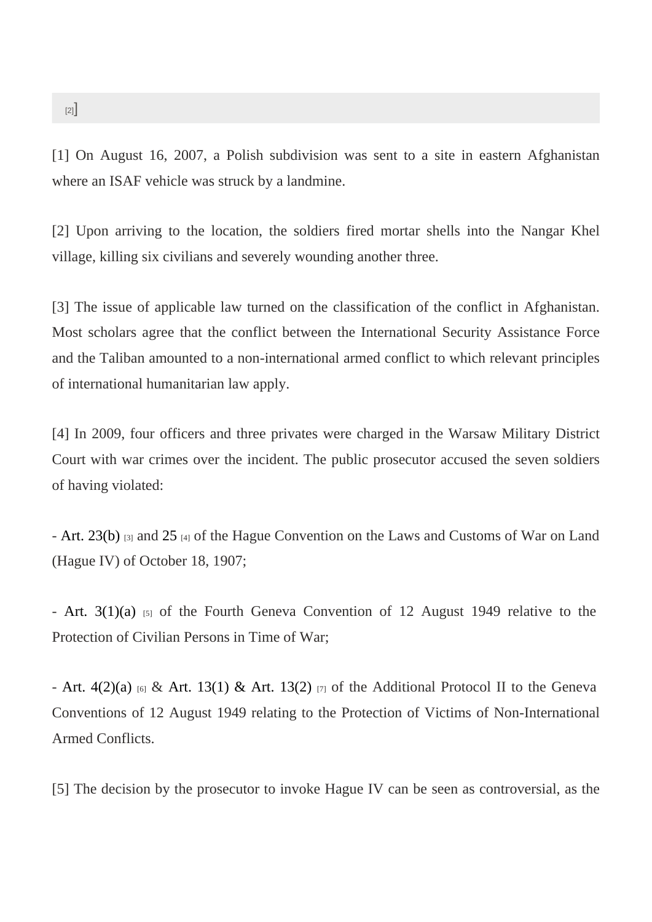[2]]

[1] On August 16, 2007, a Polish subdivision was sent to a site in eastern Afghanistan where an ISAF vehicle was struck by a landmine.

[2] Upon arriving to the location, the soldiers fired mortar shells into the Nangar Khel village, killing six civilians and severely wounding another three.

[3] The issue of applicable law turned on the classification of the conflict in Afghanistan. Most scholars agree that the conflict between the International Security Assistance Force and the Taliban amounted to a non-international armed conflict to which relevant principles of international humanitarian law apply.

[4] In 2009, four officers and three privates were charged in the Warsaw Military District Court with war crimes over the incident. The public prosecutor accused the seven soldiers of having violated:

- Art. 23(b) [3] and 25 [4] of the Hague Convention on the Laws and Customs of War on Land (Hague IV) of October 18, 1907;

- Art. 3(1)(a) [5] of the Fourth Geneva Convention of 12 August 1949 relative to the Protection of Civilian Persons in Time of War;

- Art. 4(2)(a) [6] & Art. 13(1) & Art. 13(2) [7] of the Additional Protocol II to the Geneva Conventions of 12 August 1949 relating to the Protection of Victims of Non-International Armed Conflicts.

[5] The decision by the prosecutor to invoke Hague IV can be seen as controversial, as the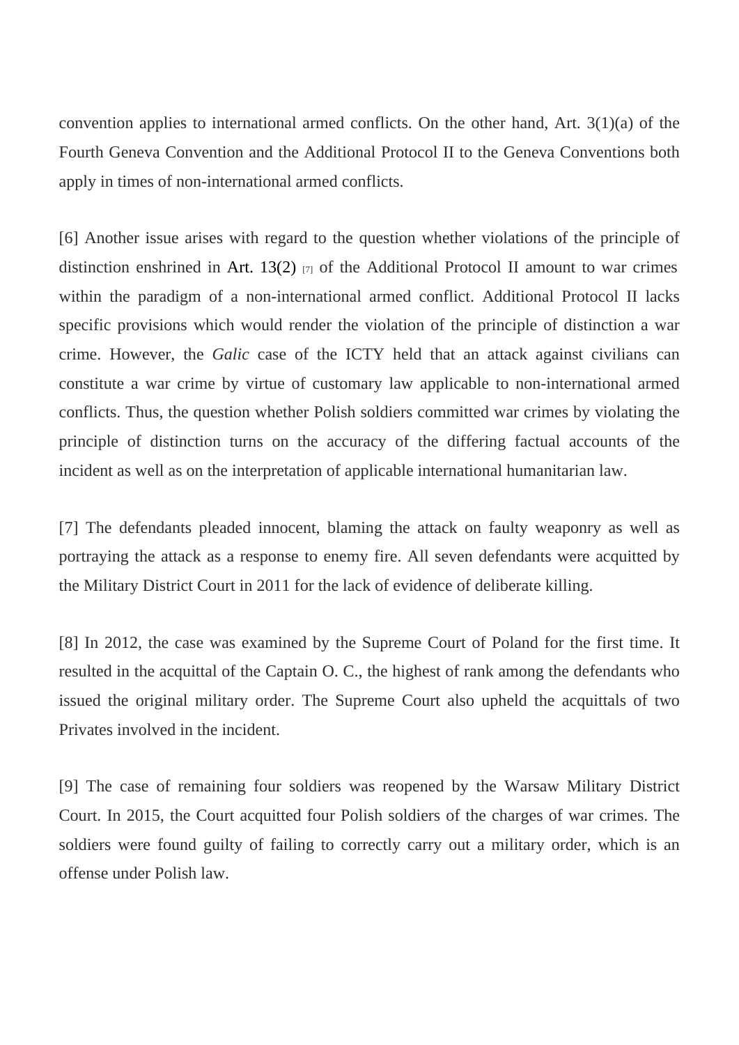convention applies to international armed conflicts. On the other hand, Art. 3(1)(a) of the Fourth Geneva Convention and the Additional Protocol II to the Geneva Conventions both apply in times of non-international armed conflicts.

[6] Another issue arises with regard to the question whether violations of the principle of distinction enshrined in Art. 13(2) [7] of the Additional Protocol II amount to war crimes within the paradigm of a non-international armed conflict. Additional Protocol II lacks specific provisions which would render the violation of the principle of distinction a war crime. However, the *Galic* case of the ICTY held that an attack against civilians can constitute a war crime by virtue of customary law applicable to non-international armed conflicts. Thus, the question whether Polish soldiers committed war crimes by violating the principle of distinction turns on the accuracy of the differing factual accounts of the incident as well as on the interpretation of applicable international humanitarian law.

[7] The defendants pleaded innocent, blaming the attack on faulty weaponry as well as portraying the attack as a response to enemy fire. All seven defendants were acquitted by the Military District Court in 2011 for the lack of evidence of deliberate killing.

[8] In 2012, the case was examined by the Supreme Court of Poland for the first time. It resulted in the acquittal of the Captain O. C., the highest of rank among the defendants who issued the original military order. The Supreme Court also upheld the acquittals of two Privates involved in the incident.

[9] The case of remaining four soldiers was reopened by the Warsaw Military District Court. In 2015, the Court acquitted four Polish soldiers of the charges of war crimes. The soldiers were found guilty of failing to correctly carry out a military order, which is an offense under Polish law.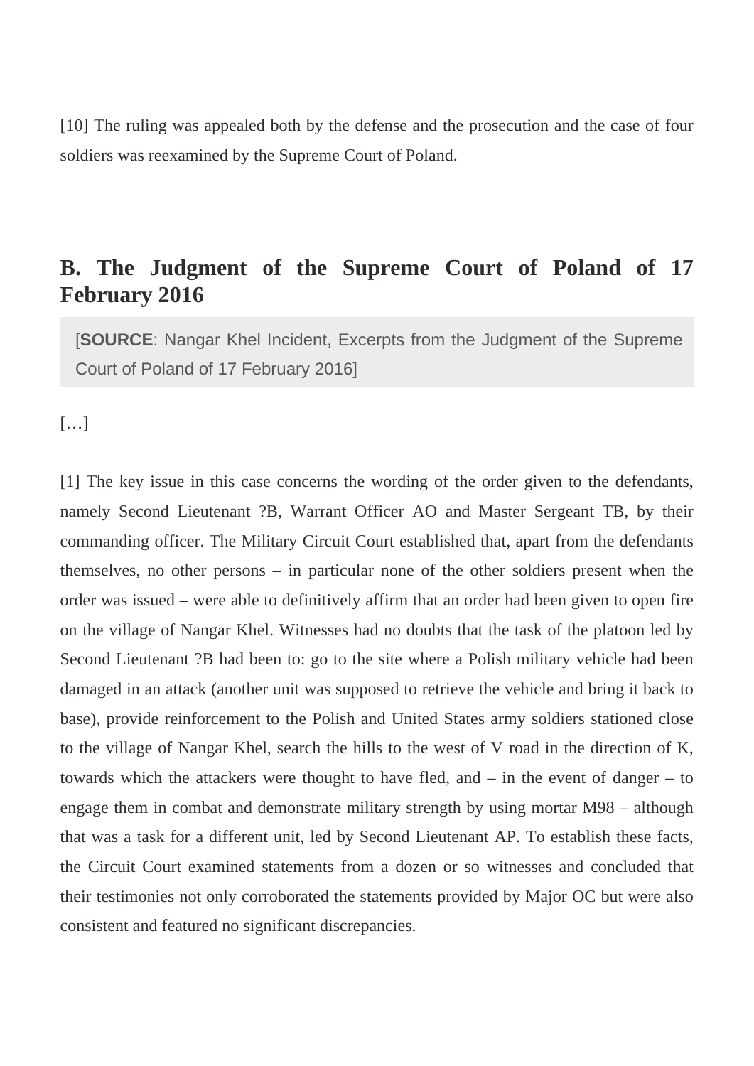[10] The ruling was appealed both by the defense and the prosecution and the case of four soldiers was reexamined by the Supreme Court of Poland.

## B. The Judgment of the Supreme Court of Poland of 17 February 2016

> [**SOURCE**: Nangar Khel Incident, Excerpts from the Judgment of the Supreme Court of Poland of 17 February 2016]

[…]

[1] The key issue in this case concerns the wording of the order given to the defendants, namely Second Lieutenant ?B, Warrant Officer AO and Master Sergeant TB, by their commanding officer. The Military Circuit Court established that, apart from the defendants themselves, no other persons – in particular none of the other soldiers present when the order was issued – were able to definitively affirm that an order had been given to open fire on the village of Nangar Khel. Witnesses had no doubts that the task of the platoon led by Second Lieutenant ?B had been to: go to the site where a Polish military vehicle had been damaged in an attack (another unit was supposed to retrieve the vehicle and bring it back to base), provide reinforcement to the Polish and United States army soldiers stationed close to the village of Nangar Khel, search the hills to the west of V road in the direction of K, towards which the attackers were thought to have fled, and – in the event of danger – to engage them in combat and demonstrate military strength by using mortar M98 – although that was a task for a different unit, led by Second Lieutenant AP. To establish these facts, the Circuit Court examined statements from a dozen or so witnesses and concluded that their testimonies not only corroborated the statements provided by Major OC but were also consistent and featured no significant discrepancies.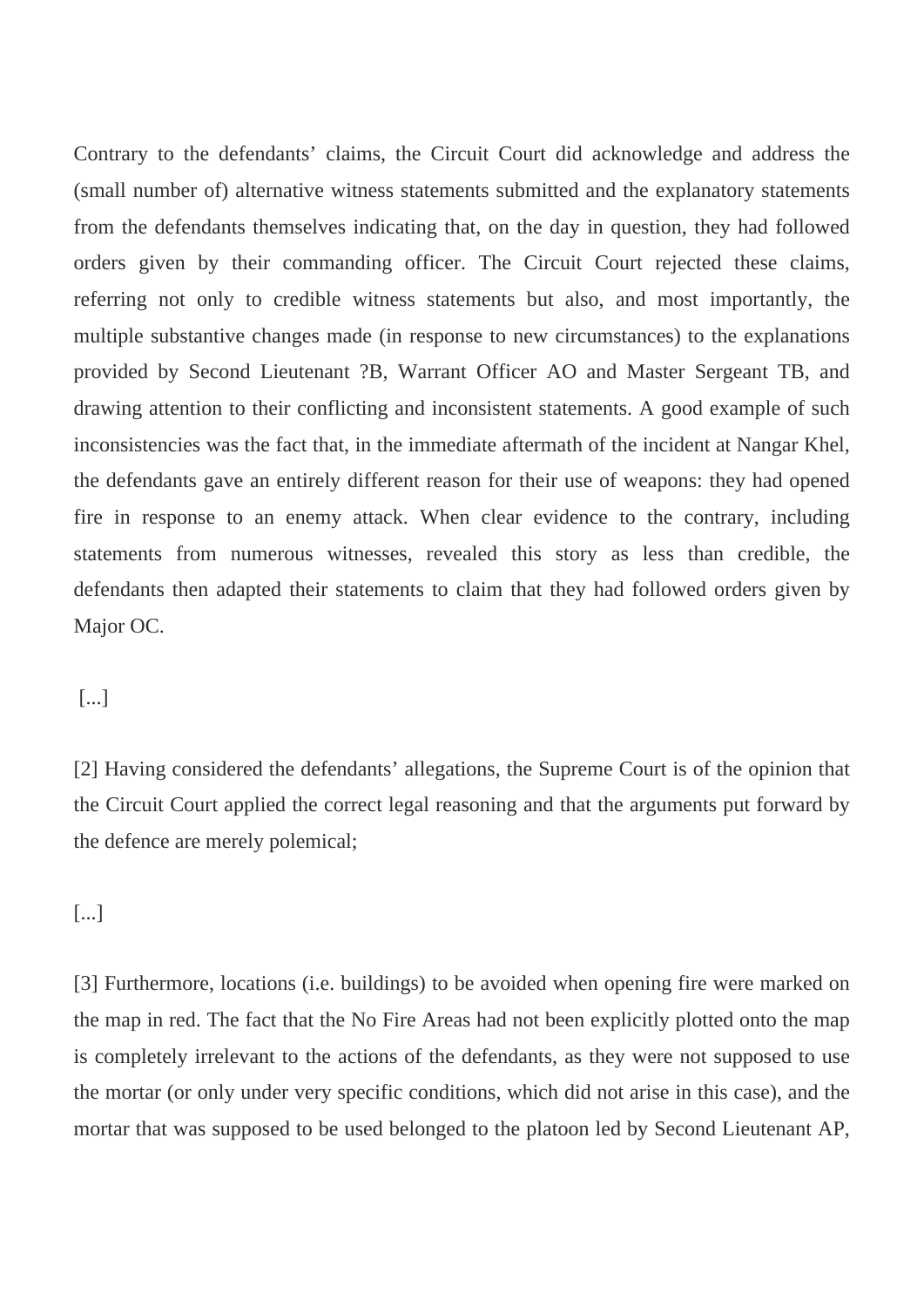Contrary to the defendants' claims, the Circuit Court did acknowledge and address the (small number of) alternative witness statements submitted and the explanatory statements from the defendants themselves indicating that, on the day in question, they had followed orders given by their commanding officer. The Circuit Court rejected these claims, referring not only to credible witness statements but also, and most importantly, the multiple substantive changes made (in response to new circumstances) to the explanations provided by Second Lieutenant ?B, Warrant Officer AO and Master Sergeant TB, and drawing attention to their conflicting and inconsistent statements. A good example of such inconsistencies was the fact that, in the immediate aftermath of the incident at Nangar Khel, the defendants gave an entirely different reason for their use of weapons: they had opened fire in response to an enemy attack. When clear evidence to the contrary, including statements from numerous witnesses, revealed this story as less than credible, the defendants then adapted their statements to claim that they had followed orders given by Major OC.

[...]

[2] Having considered the defendants' allegations, the Supreme Court is of the opinion that the Circuit Court applied the correct legal reasoning and that the arguments put forward by the defence are merely polemical;

[...]

[3] Furthermore, locations (i.e. buildings) to be avoided when opening fire were marked on the map in red. The fact that the No Fire Areas had not been explicitly plotted onto the map is completely irrelevant to the actions of the defendants, as they were not supposed to use the mortar (or only under very specific conditions, which did not arise in this case), and the mortar that was supposed to be used belonged to the platoon led by Second Lieutenant AP,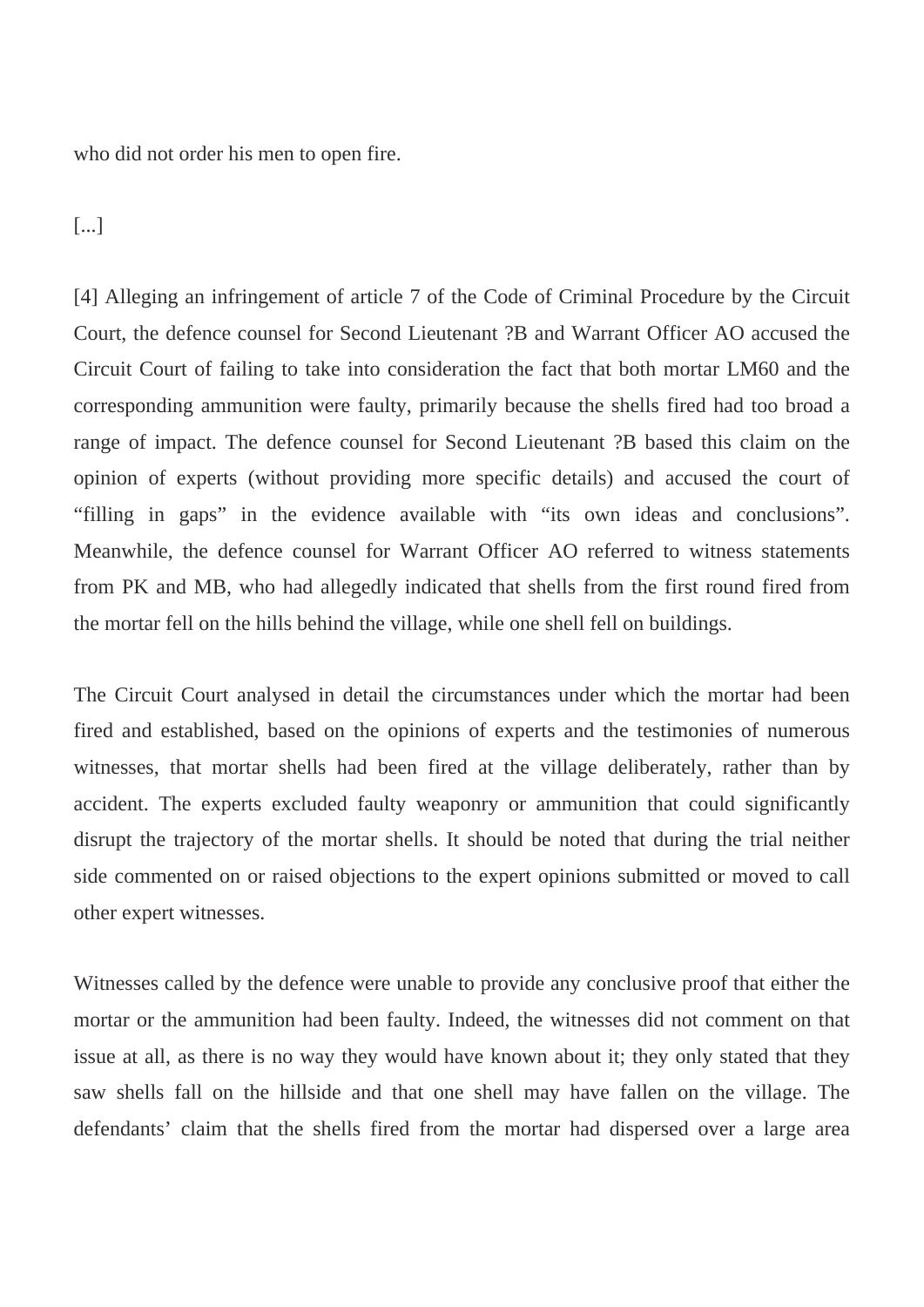who did not order his men to open fire.

[...]

[4] Alleging an infringement of article 7 of the Code of Criminal Procedure by the Circuit Court, the defence counsel for Second Lieutenant ?B and Warrant Officer AO accused the Circuit Court of failing to take into consideration the fact that both mortar LM60 and the corresponding ammunition were faulty, primarily because the shells fired had too broad a range of impact. The defence counsel for Second Lieutenant ?B based this claim on the opinion of experts (without providing more specific details) and accused the court of "filling in gaps" in the evidence available with "its own ideas and conclusions". Meanwhile, the defence counsel for Warrant Officer AO referred to witness statements from PK and MB, who had allegedly indicated that shells from the first round fired from the mortar fell on the hills behind the village, while one shell fell on buildings.

The Circuit Court analysed in detail the circumstances under which the mortar had been fired and established, based on the opinions of experts and the testimonies of numerous witnesses, that mortar shells had been fired at the village deliberately, rather than by accident. The experts excluded faulty weaponry or ammunition that could significantly disrupt the trajectory of the mortar shells. It should be noted that during the trial neither side commented on or raised objections to the expert opinions submitted or moved to call other expert witnesses.

Witnesses called by the defence were unable to provide any conclusive proof that either the mortar or the ammunition had been faulty. Indeed, the witnesses did not comment on that issue at all, as there is no way they would have known about it; they only stated that they saw shells fall on the hillside and that one shell may have fallen on the village. The defendants' claim that the shells fired from the mortar had dispersed over a large area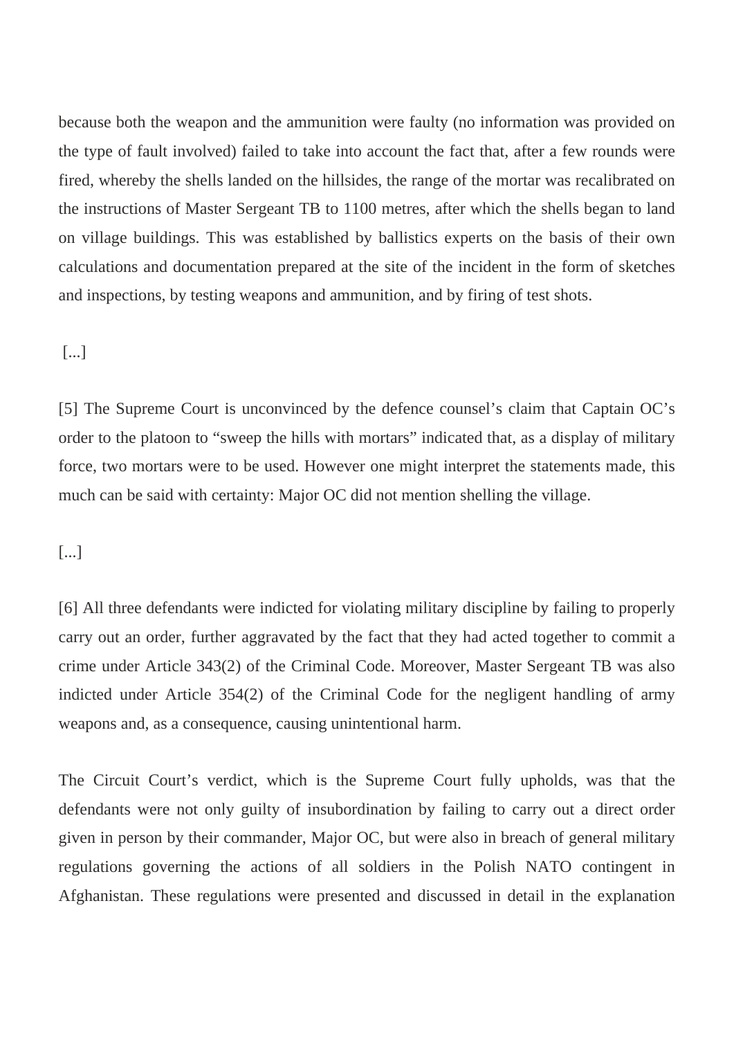because both the weapon and the ammunition were faulty (no information was provided on the type of fault involved) failed to take into account the fact that, after a few rounds were fired, whereby the shells landed on the hillsides, the range of the mortar was recalibrated on the instructions of Master Sergeant TB to 1100 metres, after which the shells began to land on village buildings. This was established by ballistics experts on the basis of their own calculations and documentation prepared at the site of the incident in the form of sketches and inspections, by testing weapons and ammunition, and by firing of test shots.

[...]

[5] The Supreme Court is unconvinced by the defence counsel's claim that Captain OC's order to the platoon to "sweep the hills with mortars" indicated that, as a display of military force, two mortars were to be used. However one might interpret the statements made, this much can be said with certainty: Major OC did not mention shelling the village.

[...]

[6] All three defendants were indicted for violating military discipline by failing to properly carry out an order, further aggravated by the fact that they had acted together to commit a crime under Article 343(2) of the Criminal Code. Moreover, Master Sergeant TB was also indicted under Article 354(2) of the Criminal Code for the negligent handling of army weapons and, as a consequence, causing unintentional harm.

The Circuit Court's verdict, which is the Supreme Court fully upholds, was that the defendants were not only guilty of insubordination by failing to carry out a direct order given in person by their commander, Major OC, but were also in breach of general military regulations governing the actions of all soldiers in the Polish NATO contingent in Afghanistan. These regulations were presented and discussed in detail in the explanation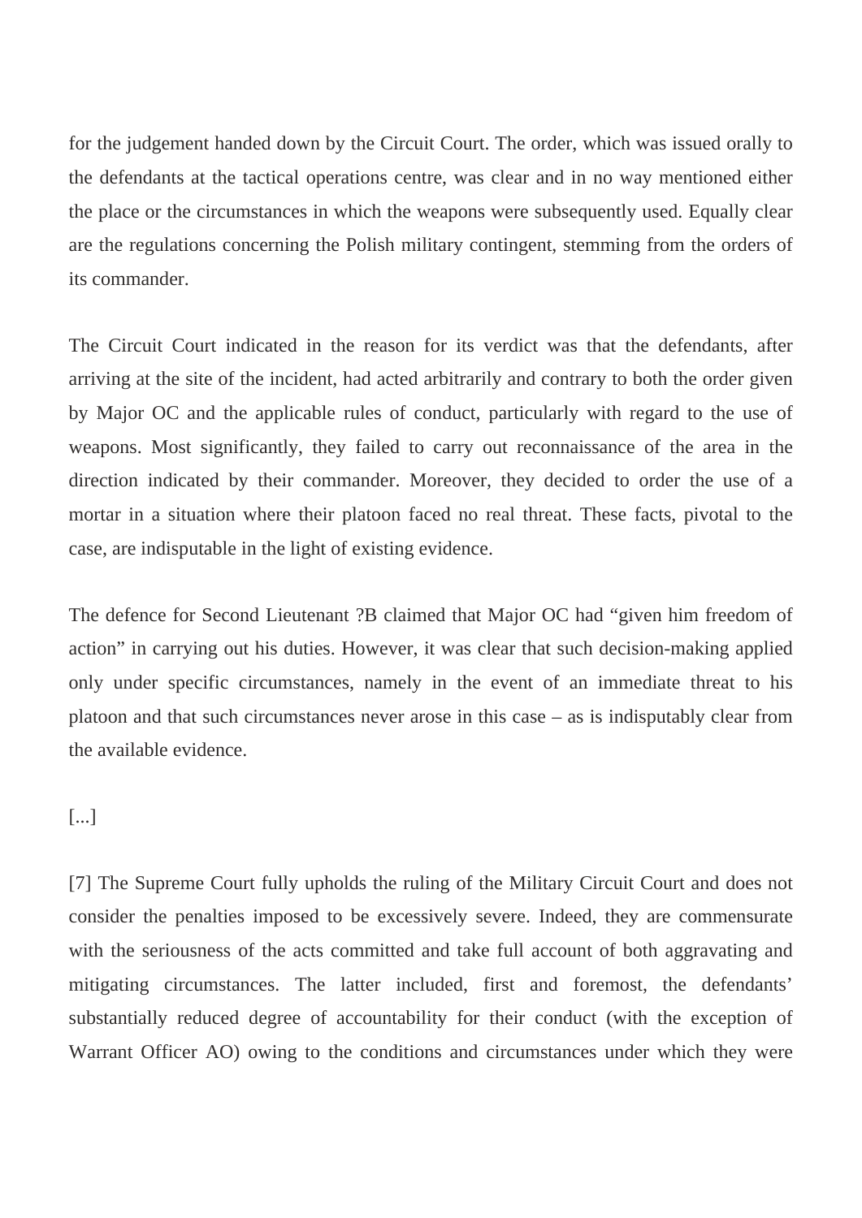for the judgement handed down by the Circuit Court. The order, which was issued orally to the defendants at the tactical operations centre, was clear and in no way mentioned either the place or the circumstances in which the weapons were subsequently used. Equally clear are the regulations concerning the Polish military contingent, stemming from the orders of its commander.

The Circuit Court indicated in the reason for its verdict was that the defendants, after arriving at the site of the incident, had acted arbitrarily and contrary to both the order given by Major OC and the applicable rules of conduct, particularly with regard to the use of weapons. Most significantly, they failed to carry out reconnaissance of the area in the direction indicated by their commander. Moreover, they decided to order the use of a mortar in a situation where their platoon faced no real threat. These facts, pivotal to the case, are indisputable in the light of existing evidence.

The defence for Second Lieutenant ?B claimed that Major OC had "given him freedom of action" in carrying out his duties. However, it was clear that such decision-making applied only under specific circumstances, namely in the event of an immediate threat to his platoon and that such circumstances never arose in this case – as is indisputably clear from the available evidence.

[...]

[7] The Supreme Court fully upholds the ruling of the Military Circuit Court and does not consider the penalties imposed to be excessively severe. Indeed, they are commensurate with the seriousness of the acts committed and take full account of both aggravating and mitigating circumstances. The latter included, first and foremost, the defendants' substantially reduced degree of accountability for their conduct (with the exception of Warrant Officer AO) owing to the conditions and circumstances under which they were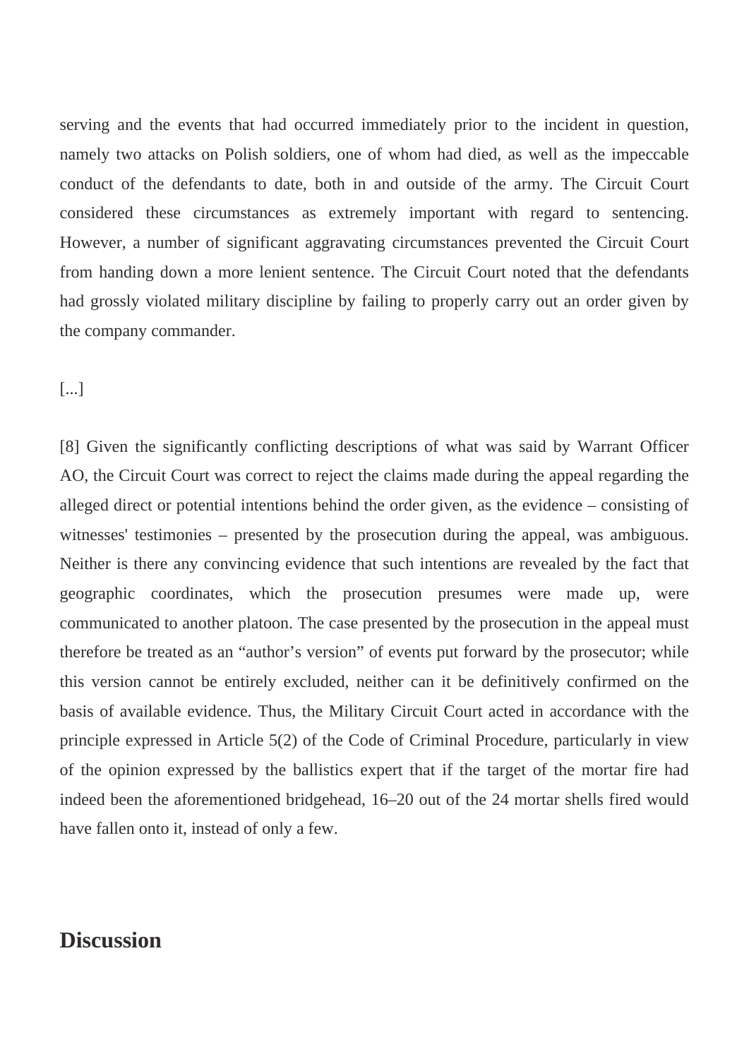serving and the events that had occurred immediately prior to the incident in question, namely two attacks on Polish soldiers, one of whom had died, as well as the impeccable conduct of the defendants to date, both in and outside of the army. The Circuit Court considered these circumstances as extremely important with regard to sentencing. However, a number of significant aggravating circumstances prevented the Circuit Court from handing down a more lenient sentence. The Circuit Court noted that the defendants had grossly violated military discipline by failing to properly carry out an order given by the company commander.

[...]

[8] Given the significantly conflicting descriptions of what was said by Warrant Officer AO, the Circuit Court was correct to reject the claims made during the appeal regarding the alleged direct or potential intentions behind the order given, as the evidence – consisting of witnesses' testimonies – presented by the prosecution during the appeal, was ambiguous. Neither is there any convincing evidence that such intentions are revealed by the fact that geographic coordinates, which the prosecution presumes were made up, were communicated to another platoon. The case presented by the prosecution in the appeal must therefore be treated as an "author's version" of events put forward by the prosecutor; while this version cannot be entirely excluded, neither can it be definitively confirmed on the basis of available evidence. Thus, the Military Circuit Court acted in accordance with the principle expressed in Article 5(2) of the Code of Criminal Procedure, particularly in view of the opinion expressed by the ballistics expert that if the target of the mortar fire had indeed been the aforementioned bridgehead, 16–20 out of the 24 mortar shells fired would have fallen onto it, instead of only a few.

## Discussion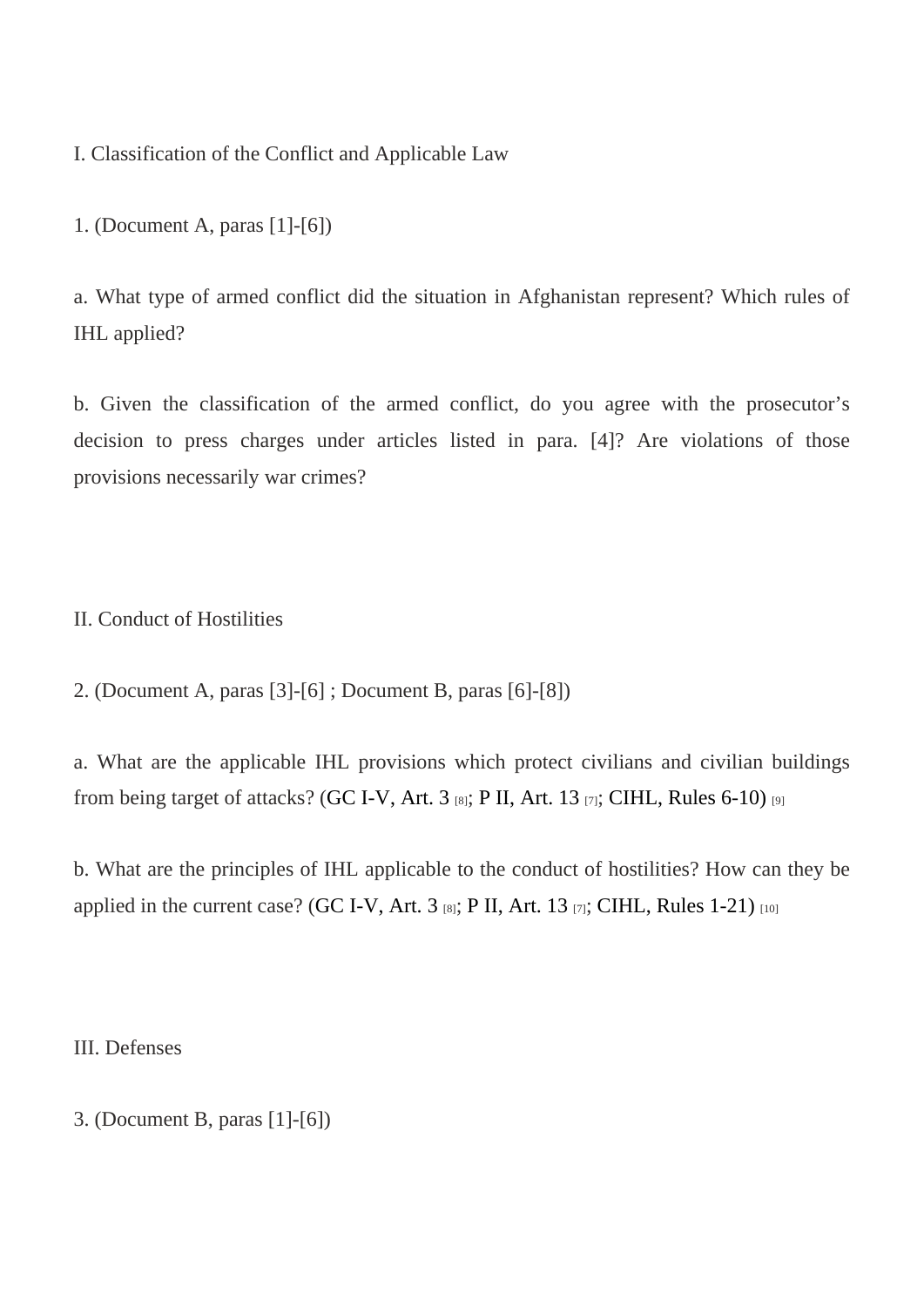I. Classification of the Conflict and Applicable Law

1. (Document A, paras [1]-[6])

a. What type of armed conflict did the situation in Afghanistan represent? Which rules of IHL applied?

b. Given the classification of the armed conflict, do you agree with the prosecutor's decision to press charges under articles listed in para. [4]? Are violations of those provisions necessarily war crimes?

II. Conduct of Hostilities

2. (Document A, paras [3]-[6] ; Document B, paras [6]-[8])

a. What are the applicable IHL provisions which protect civilians and civilian buildings from being target of attacks? (GC I-V, Art. 3 [8]; P II, Art. 13 [7]; CIHL, Rules 6-10) [9]

b. What are the principles of IHL applicable to the conduct of hostilities? How can they be applied in the current case? (GC I-V, Art. 3 [8]; P II, Art. 13 [7]; CIHL, Rules 1-21) [10]

III. Defenses

3. (Document B, paras [1]-[6])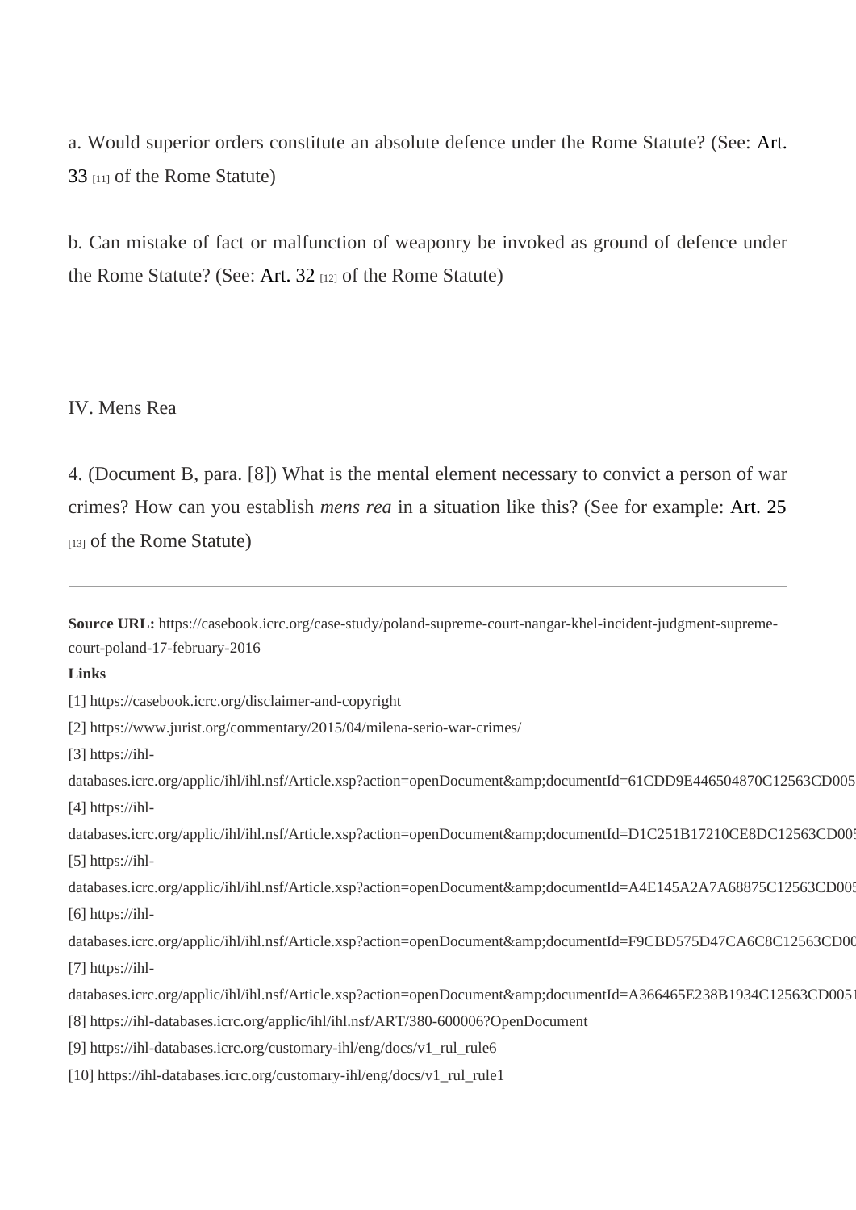a. Would superior orders constitute an absolute defence under the Rome Statute? (See: Art. 33 [11] of the Rome Statute)

b. Can mistake of fact or malfunction of weaponry be invoked as ground of defence under the Rome Statute? (See: Art. 32 [12] of the Rome Statute)

IV. Mens Rea

4. (Document B, para. [8]) What is the mental element necessary to convict a person of war crimes? How can you establish *mens rea* in a situation like this? (See for example: Art. 25 [13] of the Rome Statute)

---

**Source URL:** https://casebook.icrc.org/case-study/poland-supreme-court-nangar-khel-incident-judgment-supreme-court-poland-17-february-2016

**Links**

[1] https://casebook.icrc.org/disclaimer-and-copyright

[2] https://www.jurist.org/commentary/2015/04/milena-serio-war-crimes/

[3] https://ihl-databases.icrc.org/applic/ihl/ihl.nsf/Article.xsp?action=openDocument&amp;documentId=61CDD9E446504870C12563CD005

[4] https://ihl-databases.icrc.org/applic/ihl/ihl.nsf/Article.xsp?action=openDocument&amp;documentId=D1C251B17210CE8DC12563CD005

[5] https://ihl-databases.icrc.org/applic/ihl/ihl.nsf/Article.xsp?action=openDocument&amp;documentId=A4E145A2A7A68875C12563CD005

[6] https://ihl-databases.icrc.org/applic/ihl/ihl.nsf/Article.xsp?action=openDocument&amp;documentId=F9CBD575D47CA6C8C12563CD00

[7] https://ihl-databases.icrc.org/applic/ihl/ihl.nsf/Article.xsp?action=openDocument&amp;documentId=A366465E238B1934C12563CD0051

[8] https://ihl-databases.icrc.org/applic/ihl/ihl.nsf/ART/380-600006?OpenDocument

[9] https://ihl-databases.icrc.org/customary-ihl/eng/docs/v1_rul_rule6

[10] https://ihl-databases.icrc.org/customary-ihl/eng/docs/v1_rul_rule1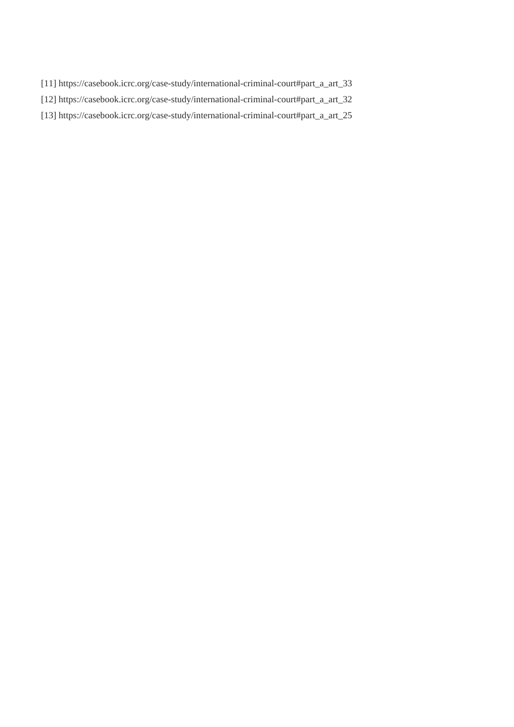[11] https://casebook.icrc.org/case-study/international-criminal-court#part_a_art_33

[12] https://casebook.icrc.org/case-study/international-criminal-court#part_a_art_32

[13] https://casebook.icrc.org/case-study/international-criminal-court#part_a_art_25